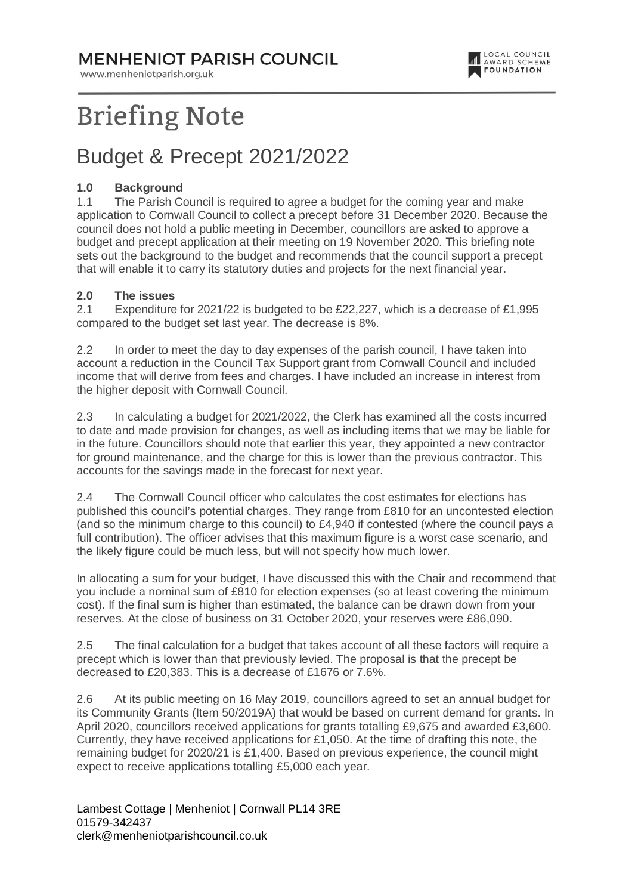# MENHENIOT PARISH COUNCIL

www.menheniotparish.org.uk

LOCAL COUNCIL AWARD SCHEME FOUNDATION

# Briefing Note

## Budget & Precept 2021/2022

**1.0 Background**

1.1 The Parish Council is required to agree a budget for the coming year and make application to Cornwall Council to collect a precept before 31 December 2020. Because the council does not hold a public meeting in December, councillors are asked to approve a budget and precept application at their meeting on 19 November 2020. This briefing note sets out the background to the budget and recommends that the council support a precept that will enable it to carry its statutory duties and projects for the next financial year.

**2.0 The issues**

2.1 Expenditure for 2021/22 is budgeted to be £22,227, which is a decrease of £1,995 compared to the budget set last year. The decrease is 8%.

2.2 In order to meet the day to day expenses of the parish council, I have taken into account a reduction in the Council Tax Support grant from Cornwall Council and included income that will derive from fees and charges. I have included an increase in interest from the higher deposit with Cornwall Council.

2.3 In calculating a budget for 2021/2022, the Clerk has examined all the costs incurred to date and made provision for changes, as well as including items that we may be liable for in the future. Councillors should note that earlier this year, they appointed a new contractor for ground maintenance, and the charge for this is lower than the previous contractor. This accounts for the savings made in the forecast for next year.

2.4 The Cornwall Council officer who calculates the cost estimates for elections has published this council's potential charges. They range from £810 for an uncontested election (and so the minimum charge to this council) to £4,940 if contested (where the council pays a full contribution). The officer advises that this maximum figure is a worst case scenario, and the likely figure could be much less, but will not specify how much lower.

In allocating a sum for your budget, I have discussed this with the Chair and recommend that you include a nominal sum of £810 for election expenses (so at least covering the minimum cost). If the final sum is higher than estimated, the balance can be drawn down from your reserves. At the close of business on 31 October 2020, your reserves were £86,090.

2.5 The final calculation for a budget that takes account of all these factors will require a precept which is lower than that previously levied. The proposal is that the precept be decreased to £20,383. This is a decrease of £1676 or 7.6%.

2.6 At its public meeting on 16 May 2019, councillors agreed to set an annual budget for its Community Grants (Item 50/2019A) that would be based on current demand for grants. In April 2020, councillors received applications for grants totalling £9,675 and awarded £3,600. Currently, they have received applications for £1,050. At the time of drafting this note, the remaining budget for 2020/21 is £1,400. Based on previous experience, the council might expect to receive applications totalling £5,000 each year.

Lambest Cottage | Menheniot | Cornwall PL14 3RE
01579-342437
clerk@menheniotparishcouncil.co.uk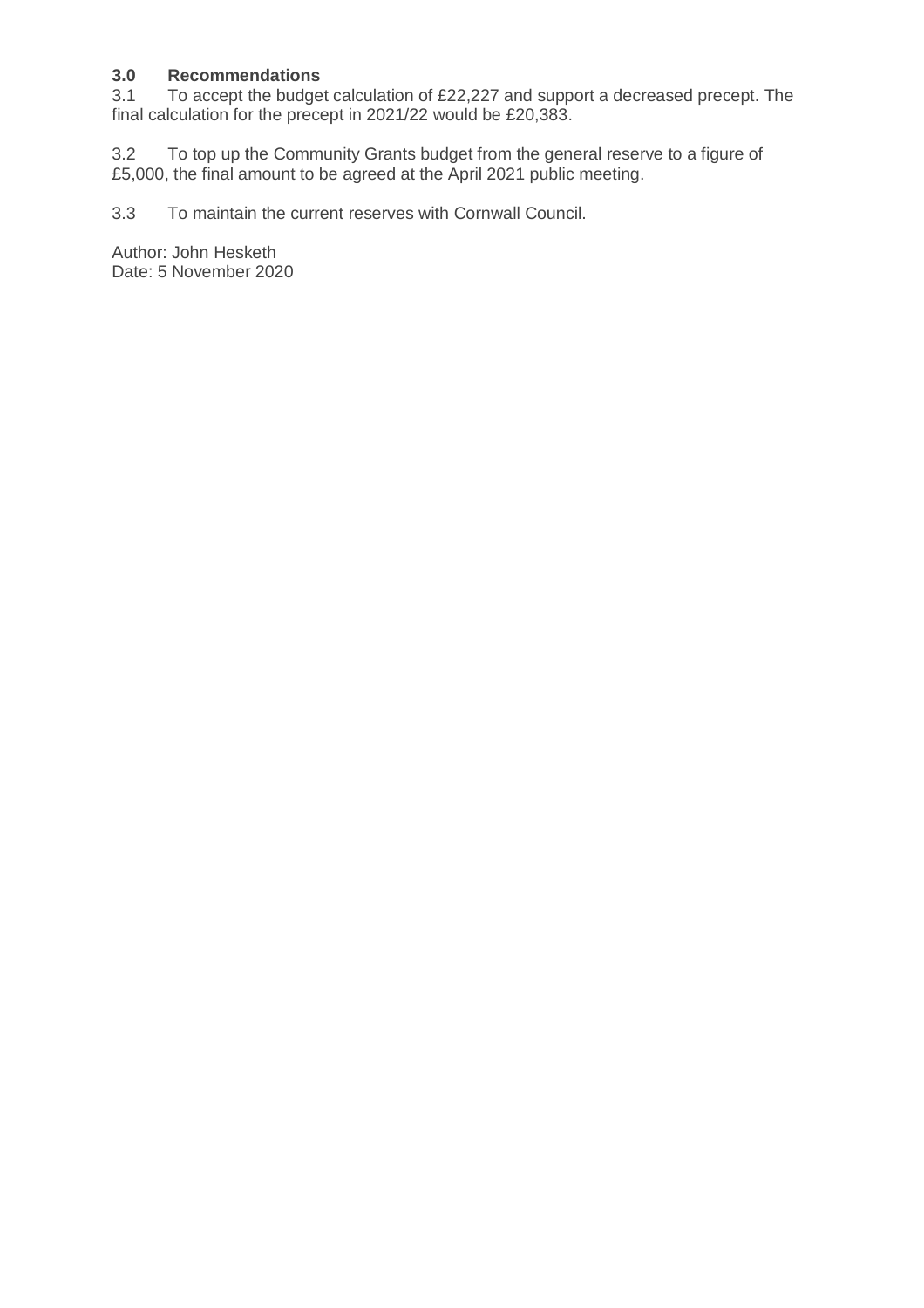## 3.0 Recommendations

3.1 To accept the budget calculation of £22,227 and support a decreased precept. The final calculation for the precept in 2021/22 would be £20,383.

3.2 To top up the Community Grants budget from the general reserve to a figure of £5,000, the final amount to be agreed at the April 2021 public meeting.

3.3 To maintain the current reserves with Cornwall Council.

Author: John Hesketh
Date: 5 November 2020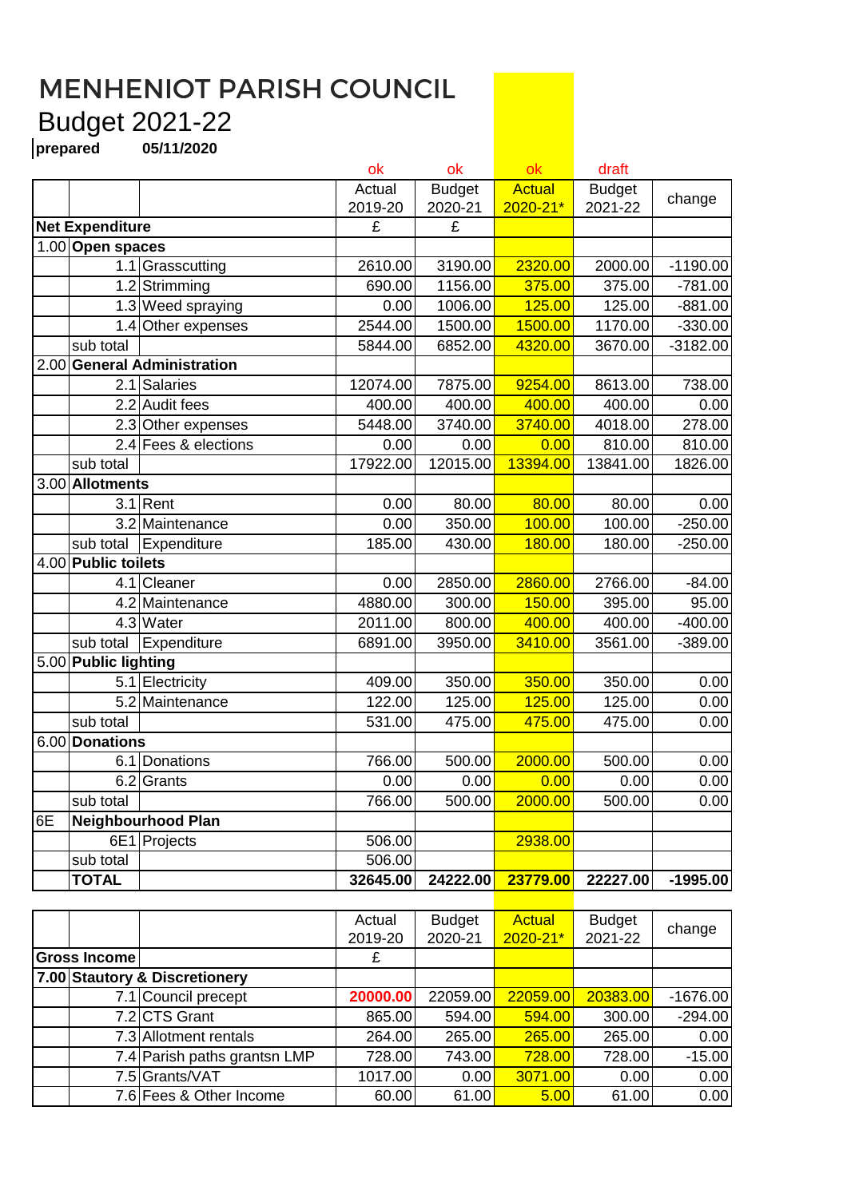# MENHENIOT PARISH COUNCIL

## Budget 2021-22

**prepared** **05/11/2020**

| | | | ok | ok | ok | draft | |
|---|---|---|---|---|---|---|---|
| | | | Actual 2019-20 | Budget 2020-21 | Actual 2020-21* | Budget 2021-22 | change |
| **Net Expenditure** | | | £ | £ | | | |
| 1.00 | **Open spaces** | | | | | | |
| | 1.1 | Grasscutting | 2610.00 | 3190.00 | 2320.00 | 2000.00 | -1190.00 |
| | 1.2 | Strimming | 690.00 | 1156.00 | 375.00 | 375.00 | -781.00 |
| | 1.3 | Weed spraying | 0.00 | 1006.00 | 125.00 | 125.00 | -881.00 |
| | 1.4 | Other expenses | 2544.00 | 1500.00 | 1500.00 | 1170.00 | -330.00 |
| | sub total | | 5844.00 | 6852.00 | 4320.00 | 3670.00 | -3182.00 |
| 2.00 | **General Administration** | | | | | | |
| | 2.1 | Salaries | 12074.00 | 7875.00 | 9254.00 | 8613.00 | 738.00 |
| | 2.2 | Audit fees | 400.00 | 400.00 | 400.00 | 400.00 | 0.00 |
| | 2.3 | Other expenses | 5448.00 | 3740.00 | 3740.00 | 4018.00 | 278.00 |
| | 2.4 | Fees & elections | 0.00 | 0.00 | 0.00 | 810.00 | 810.00 |
| | sub total | | 17922.00 | 12015.00 | 13394.00 | 13841.00 | 1826.00 |
| 3.00 | **Allotments** | | | | | | |
| | 3.1 | Rent | 0.00 | 80.00 | 80.00 | 80.00 | 0.00 |
| | 3.2 | Maintenance | 0.00 | 350.00 | 100.00 | 100.00 | -250.00 |
| | sub total | Expenditure | 185.00 | 430.00 | 180.00 | 180.00 | -250.00 |
| 4.00 | **Public toilets** | | | | | | |
| | 4.1 | Cleaner | 0.00 | 2850.00 | 2860.00 | 2766.00 | -84.00 |
| | 4.2 | Maintenance | 4880.00 | 300.00 | 150.00 | 395.00 | 95.00 |
| | 4.3 | Water | 2011.00 | 800.00 | 400.00 | 400.00 | -400.00 |
| | sub total | Expenditure | 6891.00 | 3950.00 | 3410.00 | 3561.00 | -389.00 |
| 5.00 | **Public lighting** | | | | | | |
| | 5.1 | Electricity | 409.00 | 350.00 | 350.00 | 350.00 | 0.00 |
| | 5.2 | Maintenance | 122.00 | 125.00 | 125.00 | 125.00 | 0.00 |
| | sub total | | 531.00 | 475.00 | 475.00 | 475.00 | 0.00 |
| 6.00 | **Donations** | | | | | | |
| | 6.1 | Donations | 766.00 | 500.00 | 2000.00 | 500.00 | 0.00 |
| | 6.2 | Grants | 0.00 | 0.00 | 0.00 | 0.00 | 0.00 |
| | sub total | | 766.00 | 500.00 | 2000.00 | 500.00 | 0.00 |
| 6E | **Neighbourhood Plan** | | | | | | |
| | 6E1 | Projects | 506.00 | | 2938.00 | | |
| | sub total | | 506.00 | | | | |
| | **TOTAL** | | **32645.00** | **24222.00** | **23779.00** | **22227.00** | **-1995.00** |

| | | | Actual 2019-20 | Budget 2020-21 | Actual 2020-21* | Budget 2021-22 | change |
|---|---|---|---|---|---|---|---|
| **Gross Income** | | | £ | | | | |
| **7.00** | **Stautory & Discretionery** | | | | | | |
| | 7.1 | Council precept | **20000.00** | 22059.00 | 22059.00 | 20383.00 | -1676.00 |
| | 7.2 | CTS Grant | 865.00 | 594.00 | 594.00 | 300.00 | -294.00 |
| | 7.3 | Allotment rentals | 264.00 | 265.00 | 265.00 | 265.00 | 0.00 |
| | 7.4 | Parish paths grantsn LMP | 728.00 | 743.00 | 728.00 | 728.00 | -15.00 |
| | 7.5 | Grants/VAT | 1017.00 | 0.00 | 3071.00 | 0.00 | 0.00 |
| | 7.6 | Fees & Other Income | 60.00 | 61.00 | 5.00 | 61.00 | 0.00 |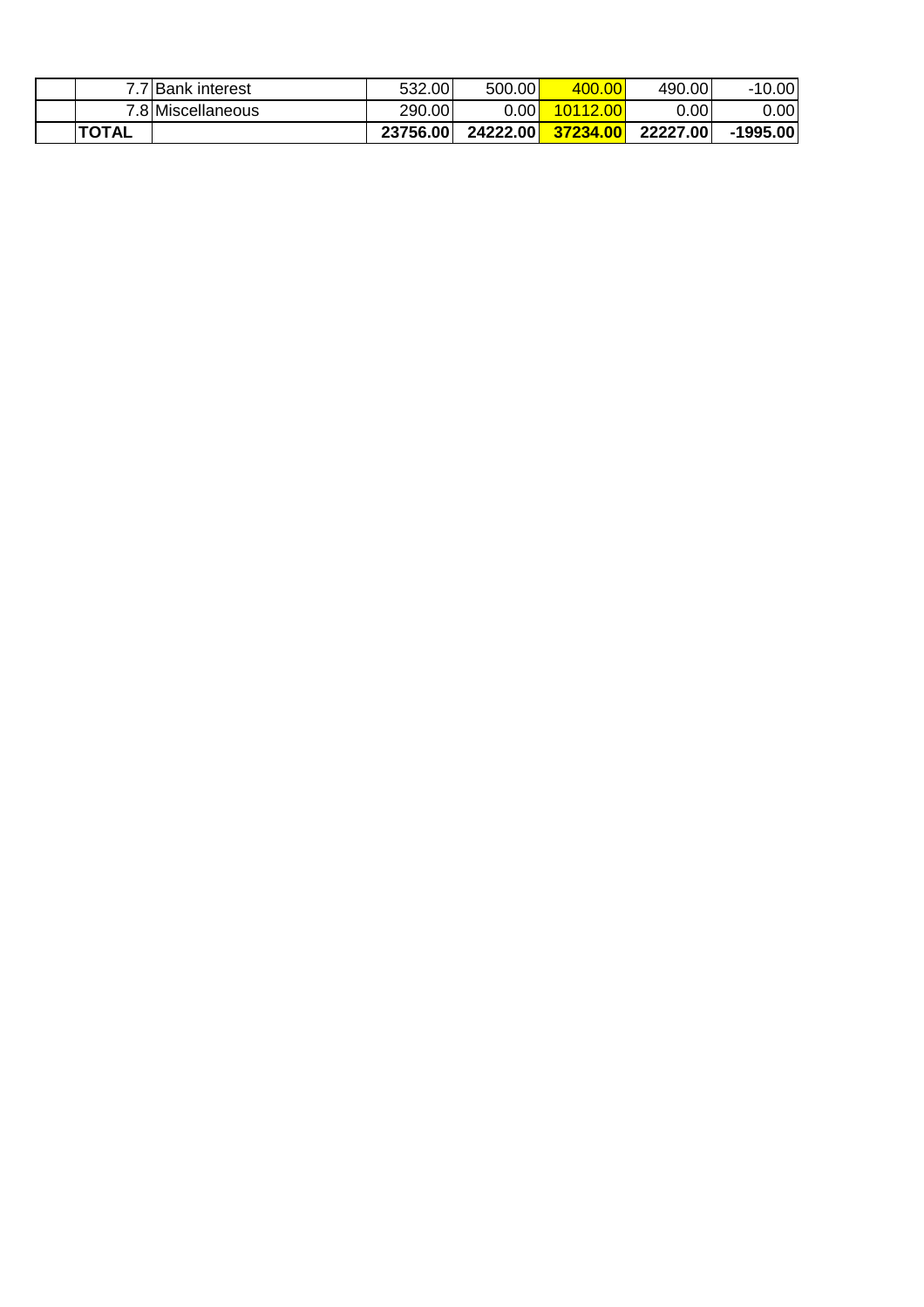| | | | | | | | |
|---|---|---|---|---|---|---|---|
| | 7.7 | Bank interest | 532.00 | 500.00 | 400.00 | 490.00 | -10.00 |
| | 7.8 | Miscellaneous | 290.00 | 0.00 | 10112.00 | 0.00 | 0.00 |
| | **TOTAL** | | **23756.00** | **24222.00** | **37234.00** | **22227.00** | **-1995.00** |